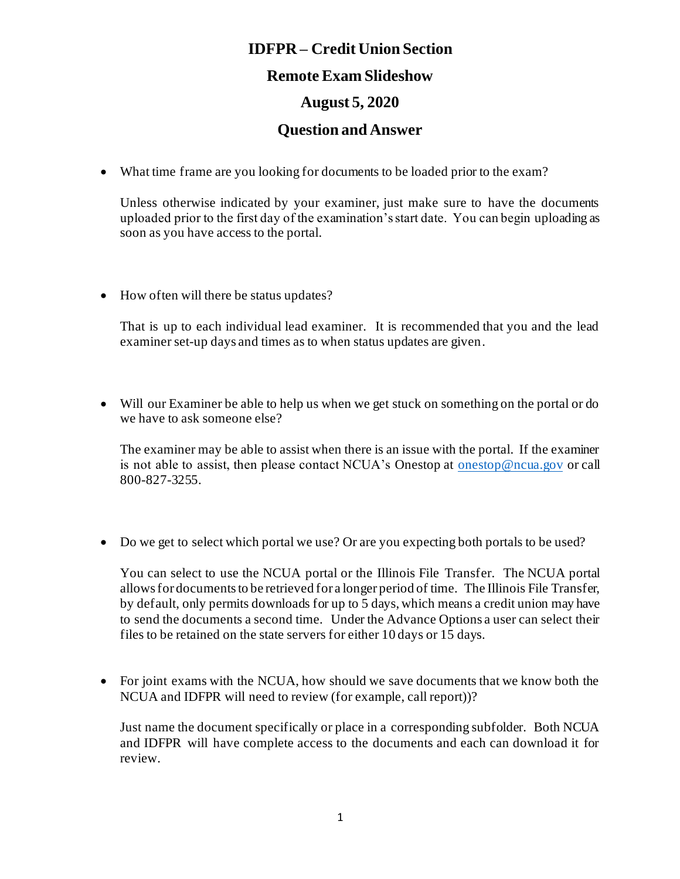# IDFPR – Credit Union Section

## Remote Exam Slideshow

## August 5, 2020

## Question and Answer

- What time frame are you looking for documents to be loaded prior to the exam?

  Unless otherwise indicated by your examiner, just make sure to have the documents uploaded prior to the first day of the examination's start date. You can begin uploading as soon as you have access to the portal.

- How often will there be status updates?

  That is up to each individual lead examiner. It is recommended that you and the lead examiner set-up days and times as to when status updates are given.

- Will our Examiner be able to help us when we get stuck on something on the portal or do we have to ask someone else?

  The examiner may be able to assist when there is an issue with the portal. If the examiner is not able to assist, then please contact NCUA's Onestop at onestop@ncua.gov or call 800-827-3255.

- Do we get to select which portal we use? Or are you expecting both portals to be used?

  You can select to use the NCUA portal or the Illinois File Transfer. The NCUA portal allows for documents to be retrieved for a longer period of time. The Illinois File Transfer, by default, only permits downloads for up to 5 days, which means a credit union may have to send the documents a second time. Under the Advance Options a user can select their files to be retained on the state servers for either 10 days or 15 days.

- For joint exams with the NCUA, how should we save documents that we know both the NCUA and IDFPR will need to review (for example, call report))?

  Just name the document specifically or place in a corresponding subfolder. Both NCUA and IDFPR will have complete access to the documents and each can download it for review.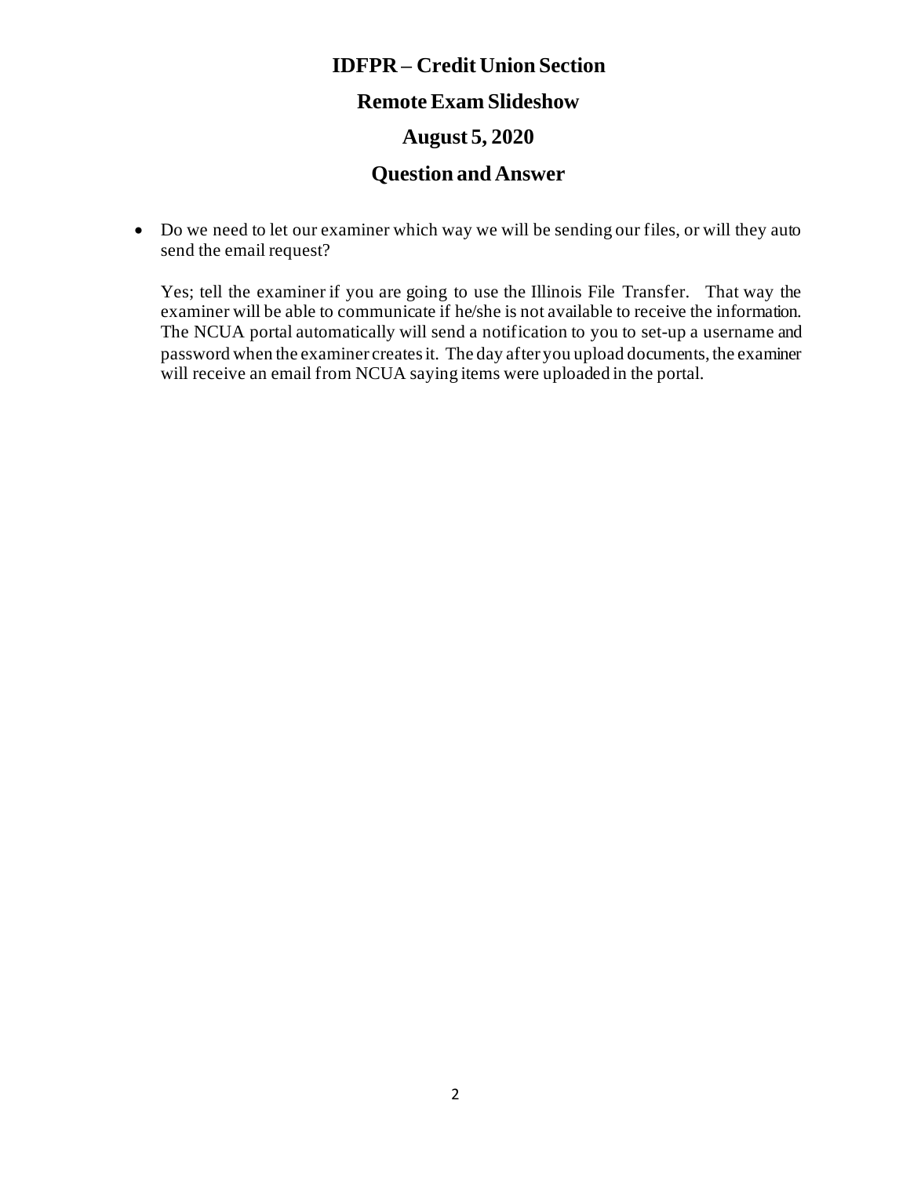# IDFPR – Credit Union Section

## Remote Exam Slideshow

## August 5, 2020

## Question and Answer

- Do we need to let our examiner which way we will be sending our files, or will they auto send the email request?

  Yes; tell the examiner if you are going to use the Illinois File Transfer. That way the examiner will be able to communicate if he/she is not available to receive the information. The NCUA portal automatically will send a notification to you to set-up a username and password when the examiner creates it. The day after you upload documents, the examiner will receive an email from NCUA saying items were uploaded in the portal.